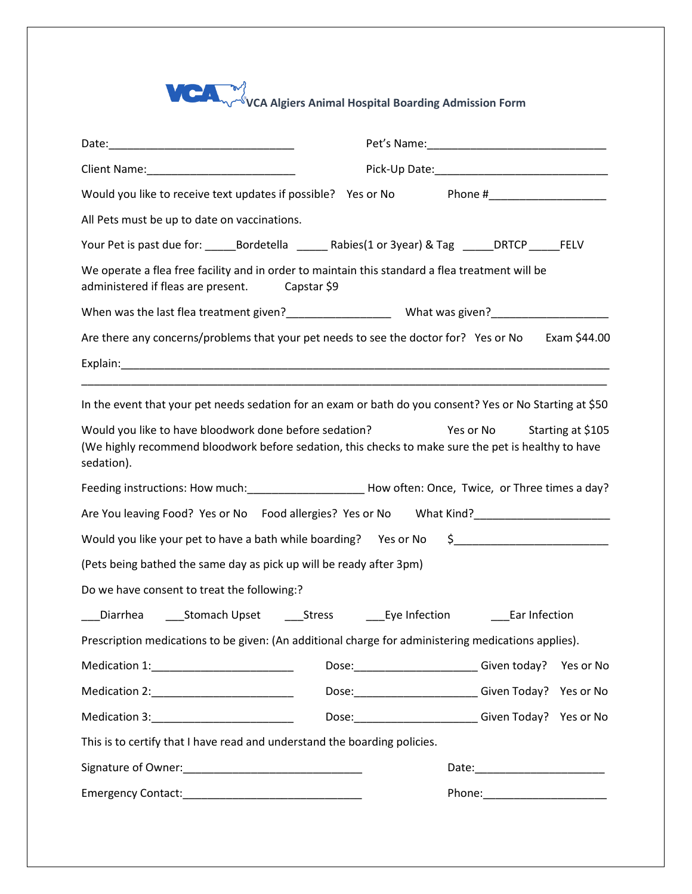# VCA Algiers Animal Hospital Boarding Admission Form

Date:_______________________________ Pet's Name:______________________________

Client Name:_________________________ Pick-Up Date:_____________________________

Would you like to receive text updates if possible? Yes or No Phone #___________________

All Pets must be up to date on vaccinations.

Your Pet is past due for: _____Bordetella _____ Rabies(1 or 3year) & Tag _____DRTCP _____FELV

We operate a flea free facility and in order to maintain this standard a flea treatment will be administered if fleas are present. Capstar $9

When was the last flea treatment given?_________________ What was given?___________________

Are there any concerns/problems that your pet needs to see the doctor for? Yes or No Exam $44.00

Explain:_________________________________________________________________________

_________________________________________________________________________________

In the event that your pet needs sedation for an exam or bath do you consent? Yes or No Starting at $50

Would you like to have bloodwork done before sedation? Yes or No Starting at $105
(We highly recommend bloodwork before sedation, this checks to make sure the pet is healthy to have sedation).

Feeding instructions: How much:___________________ How often: Once, Twice, or Three times a day?

Are You leaving Food? Yes or No Food allergies? Yes or No What Kind?______________________

Would you like your pet to have a bath while boarding? Yes or No $_________________________

(Pets being bathed the same day as pick up will be ready after 3pm)

Do we have consent to treat the following:?

___Diarrhea ___Stomach Upset ___Stress ___Eye Infection ___Ear Infection

Prescription medications to be given: (An additional charge for administering medications applies).

Medication 1:_______________________ Dose:____________________ Given today? Yes or No

Medication 2:_______________________ Dose:____________________ Given Today? Yes or No

Medication 3:_______________________ Dose:____________________ Given Today? Yes or No

This is to certify that I have read and understand the boarding policies.

Signature of Owner:_____________________________ Date:_____________________

Emergency Contact:_____________________________ Phone:____________________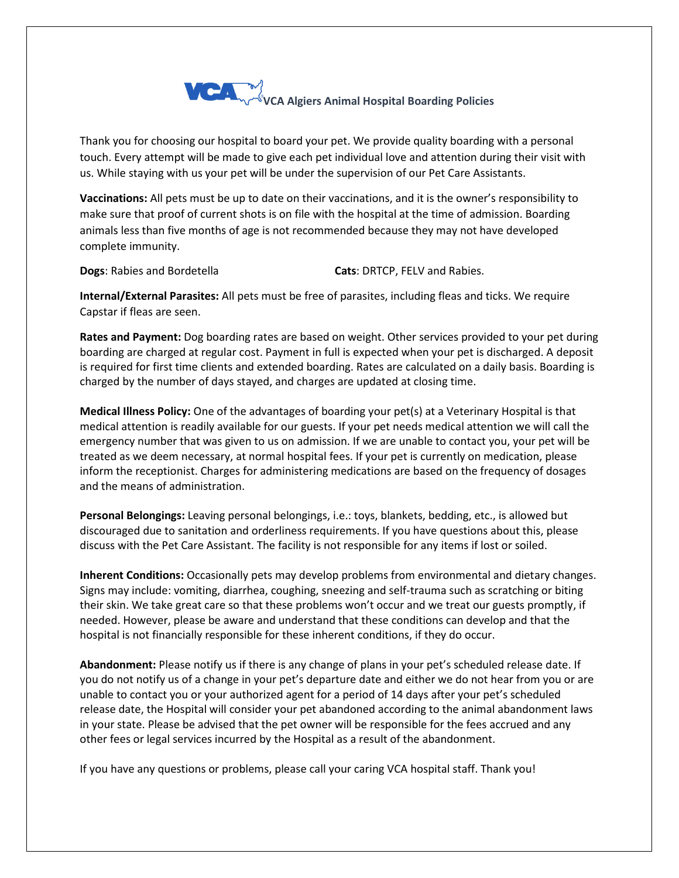# VCA Algiers Animal Hospital Boarding Policies

Thank you for choosing our hospital to board your pet. We provide quality boarding with a personal touch. Every attempt will be made to give each pet individual love and attention during their visit with us. While staying with us your pet will be under the supervision of our Pet Care Assistants.

**Vaccinations:** All pets must be up to date on their vaccinations, and it is the owner's responsibility to make sure that proof of current shots is on file with the hospital at the time of admission. Boarding animals less than five months of age is not recommended because they may not have developed complete immunity.

**Dogs**: Rabies and Bordetella

**Cats**: DRTCP, FELV and Rabies.

**Internal/External Parasites:** All pets must be free of parasites, including fleas and ticks. We require Capstar if fleas are seen.

**Rates and Payment:** Dog boarding rates are based on weight. Other services provided to your pet during boarding are charged at regular cost. Payment in full is expected when your pet is discharged. A deposit is required for first time clients and extended boarding. Rates are calculated on a daily basis. Boarding is charged by the number of days stayed, and charges are updated at closing time.

**Medical Illness Policy:** One of the advantages of boarding your pet(s) at a Veterinary Hospital is that medical attention is readily available for our guests. If your pet needs medical attention we will call the emergency number that was given to us on admission. If we are unable to contact you, your pet will be treated as we deem necessary, at normal hospital fees. If your pet is currently on medication, please inform the receptionist. Charges for administering medications are based on the frequency of dosages and the means of administration.

**Personal Belongings:** Leaving personal belongings, i.e.: toys, blankets, bedding, etc., is allowed but discouraged due to sanitation and orderliness requirements. If you have questions about this, please discuss with the Pet Care Assistant. The facility is not responsible for any items if lost or soiled.

**Inherent Conditions:** Occasionally pets may develop problems from environmental and dietary changes. Signs may include: vomiting, diarrhea, coughing, sneezing and self-trauma such as scratching or biting their skin. We take great care so that these problems won't occur and we treat our guests promptly, if needed. However, please be aware and understand that these conditions can develop and that the hospital is not financially responsible for these inherent conditions, if they do occur.

**Abandonment:** Please notify us if there is any change of plans in your pet's scheduled release date. If you do not notify us of a change in your pet's departure date and either we do not hear from you or are unable to contact you or your authorized agent for a period of 14 days after your pet's scheduled release date, the Hospital will consider your pet abandoned according to the animal abandonment laws in your state. Please be advised that the pet owner will be responsible for the fees accrued and any other fees or legal services incurred by the Hospital as a result of the abandonment.

If you have any questions or problems, please call your caring VCA hospital staff. Thank you!